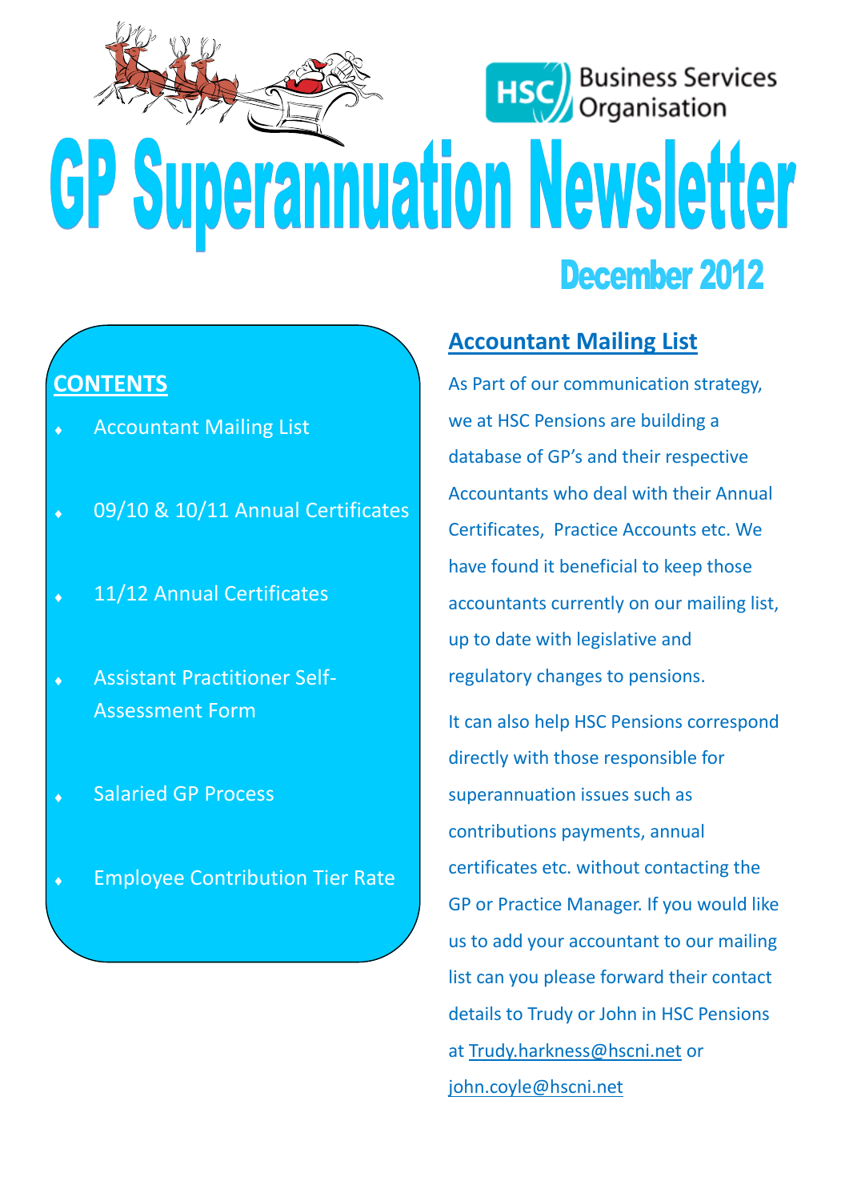HSC Business Services Organisation

# GP Superannuation Newsletter

## December 2012

**CONTENTS**

- Accountant Mailing List
- 09/10 & 10/11 Annual Certificates
- 11/12 Annual Certificates
- Assistant Practitioner Self-Assessment Form
- Salaried GP Process
- Employee Contribution Tier Rate

## Accountant Mailing List

As Part of our communication strategy, we at HSC Pensions are building a database of GP's and their respective Accountants who deal with their Annual Certificates, Practice Accounts etc. We have found it beneficial to keep those accountants currently on our mailing list, up to date with legislative and regulatory changes to pensions.

It can also help HSC Pensions correspond directly with those responsible for superannuation issues such as contributions payments, annual certificates etc. without contacting the GP or Practice Manager. If you would like us to add your accountant to our mailing list can you please forward their contact details to Trudy or John in HSC Pensions at Trudy.harkness@hscni.net or john.coyle@hscni.net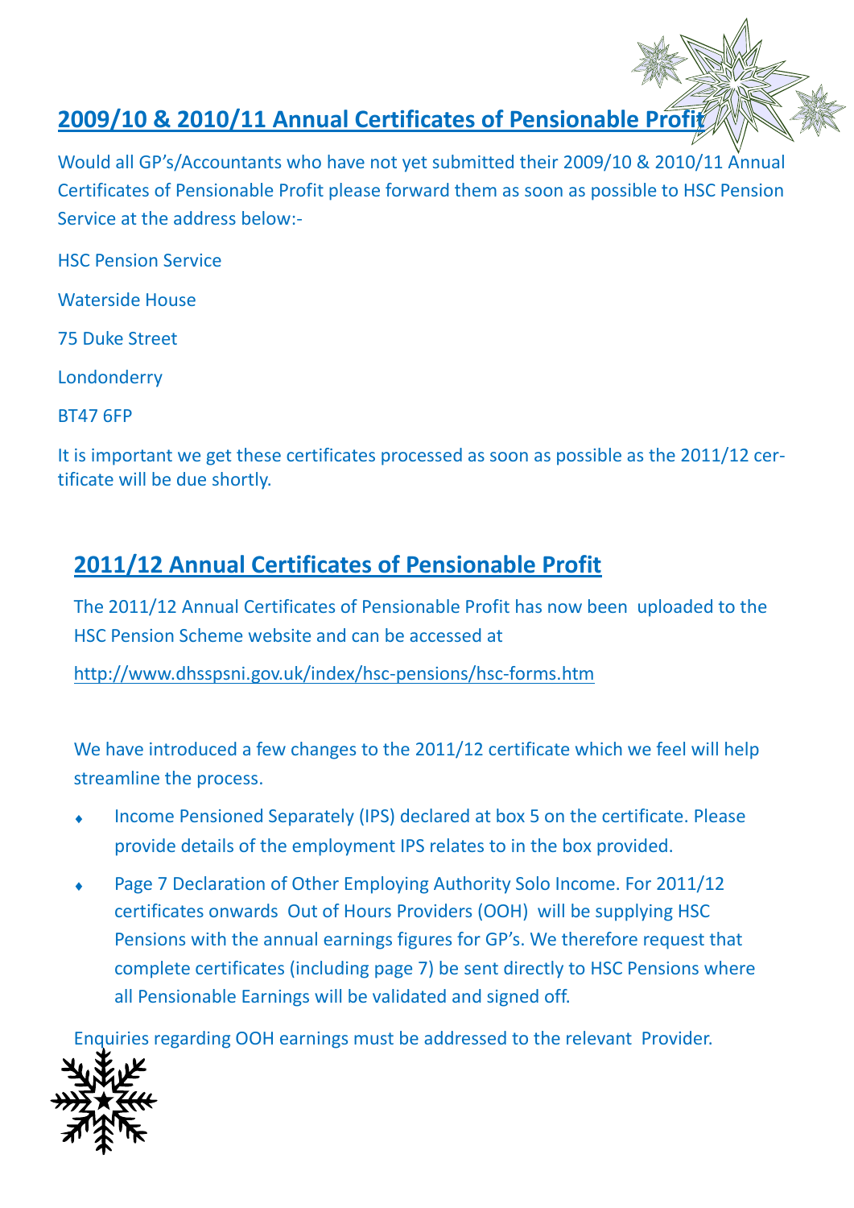## 2009/10 & 2010/11 Annual Certificates of Pensionable Profit

Would all GP's/Accountants who have not yet submitted their 2009/10 & 2010/11 Annual Certificates of Pensionable Profit please forward them as soon as possible to HSC Pension Service at the address below:-

HSC Pension Service

Waterside House

75 Duke Street

Londonderry

BT47 6FP

It is important we get these certificates processed as soon as possible as the 2011/12 certificate will be due shortly.

## 2011/12 Annual Certificates of Pensionable Profit

The 2011/12 Annual Certificates of Pensionable Profit has now been uploaded to the HSC Pension Scheme website and can be accessed at

http://www.dhsspsni.gov.uk/index/hsc-pensions/hsc-forms.htm

We have introduced a few changes to the 2011/12 certificate which we feel will help streamline the process.

- Income Pensioned Separately (IPS) declared at box 5 on the certificate. Please provide details of the employment IPS relates to in the box provided.
- Page 7 Declaration of Other Employing Authority Solo Income. For 2011/12 certificates onwards Out of Hours Providers (OOH) will be supplying HSC Pensions with the annual earnings figures for GP's. We therefore request that complete certificates (including page 7) be sent directly to HSC Pensions where all Pensionable Earnings will be validated and signed off.

Enquiries regarding OOH earnings must be addressed to the relevant Provider.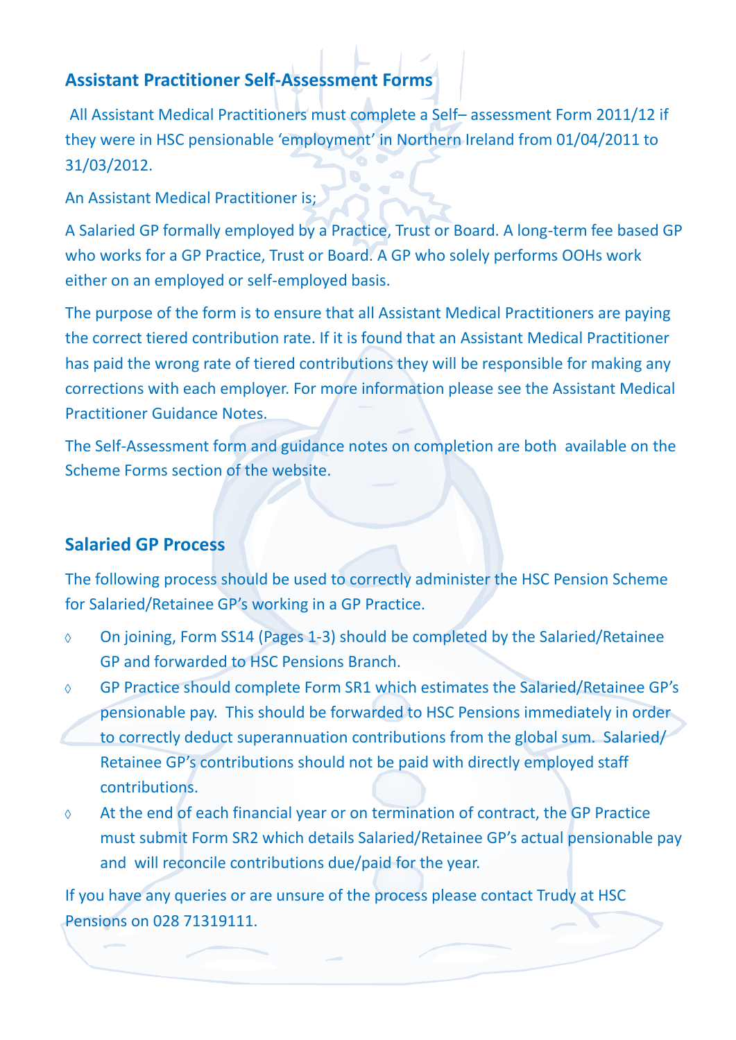## Assistant Practitioner Self-Assessment Forms

All Assistant Medical Practitioners must complete a Self– assessment Form 2011/12 if they were in HSC pensionable 'employment' in Northern Ireland from 01/04/2011 to 31/03/2012.

An Assistant Medical Practitioner is;

A Salaried GP formally employed by a Practice, Trust or Board. A long-term fee based GP who works for a GP Practice, Trust or Board. A GP who solely performs OOHs work either on an employed or self-employed basis.

The purpose of the form is to ensure that all Assistant Medical Practitioners are paying the correct tiered contribution rate. If it is found that an Assistant Medical Practitioner has paid the wrong rate of tiered contributions they will be responsible for making any corrections with each employer. For more information please see the Assistant Medical Practitioner Guidance Notes.

The Self-Assessment form and guidance notes on completion are both available on the Scheme Forms section of the website.

## Salaried GP Process

The following process should be used to correctly administer the HSC Pension Scheme for Salaried/Retainee GP's working in a GP Practice.

- On joining, Form SS14 (Pages 1-3) should be completed by the Salaried/Retainee GP and forwarded to HSC Pensions Branch.
- GP Practice should complete Form SR1 which estimates the Salaried/Retainee GP's pensionable pay. This should be forwarded to HSC Pensions immediately in order to correctly deduct superannuation contributions from the global sum. Salaried/ Retainee GP's contributions should not be paid with directly employed staff contributions.
- At the end of each financial year or on termination of contract, the GP Practice must submit Form SR2 which details Salaried/Retainee GP's actual pensionable pay and will reconcile contributions due/paid for the year.

If you have any queries or are unsure of the process please contact Trudy at HSC Pensions on 028 71319111.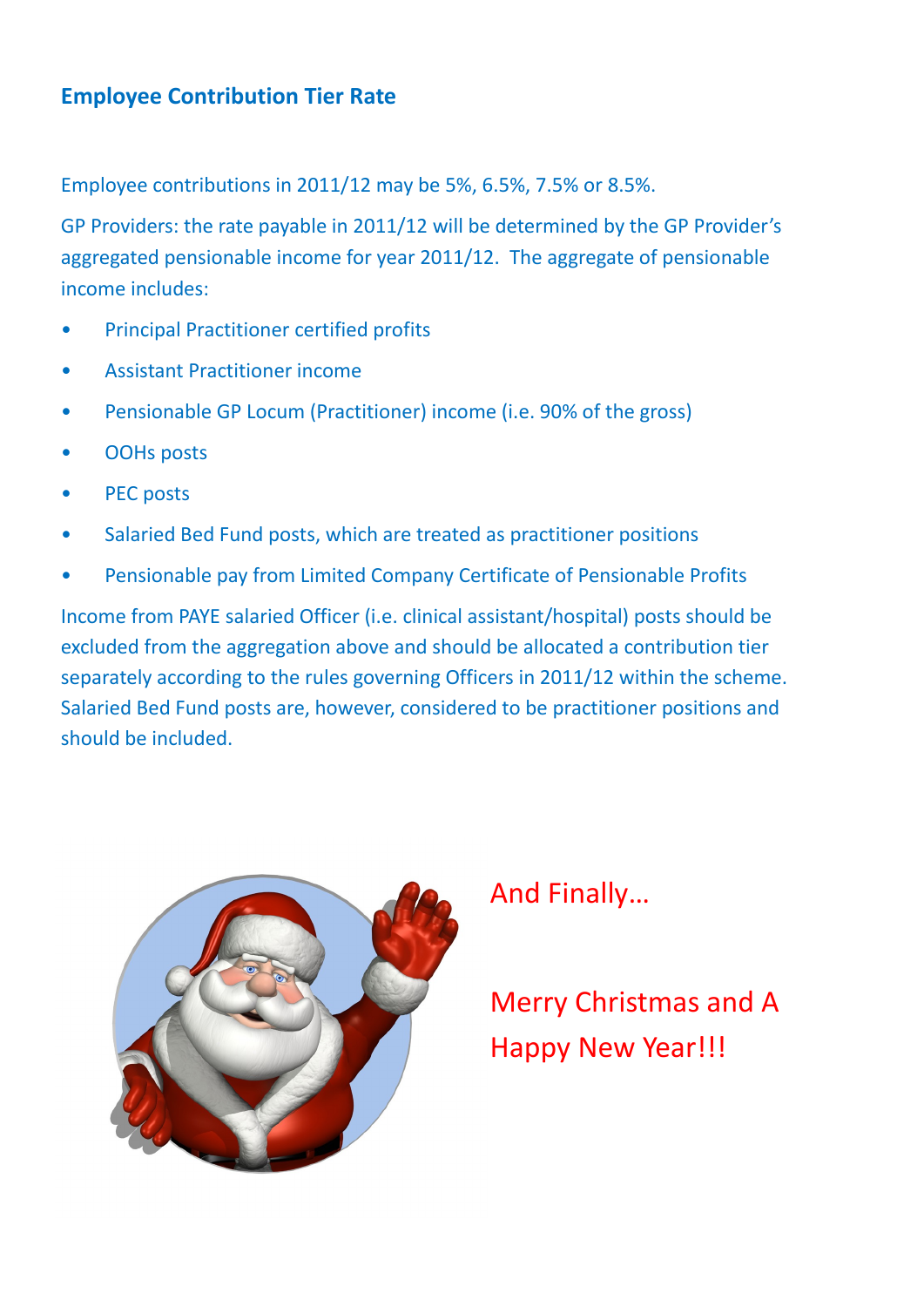## Employee Contribution Tier Rate

Employee contributions in 2011/12 may be 5%, 6.5%, 7.5% or 8.5%.

GP Providers: the rate payable in 2011/12 will be determined by the GP Provider's aggregated pensionable income for year 2011/12. The aggregate of pensionable income includes:

- Principal Practitioner certified profits
- Assistant Practitioner income
- Pensionable GP Locum (Practitioner) income (i.e. 90% of the gross)
- OOHs posts
- PEC posts
- Salaried Bed Fund posts, which are treated as practitioner positions
- Pensionable pay from Limited Company Certificate of Pensionable Profits

Income from PAYE salaried Officer (i.e. clinical assistant/hospital) posts should be excluded from the aggregation above and should be allocated a contribution tier separately according to the rules governing Officers in 2011/12 within the scheme. Salaried Bed Fund posts are, however, considered to be practitioner positions and should be included.

And Finally…

Merry Christmas and A Happy New Year!!!